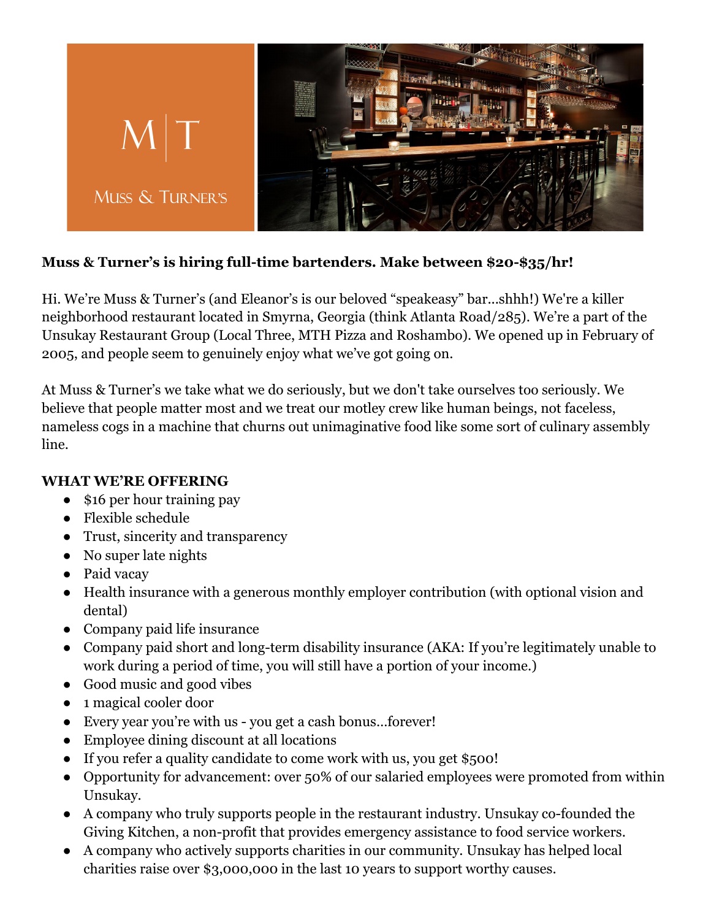**Muss & Turner's is hiring full-time bartenders. Make between $20-$35/hr!**

Hi. We're Muss & Turner's (and Eleanor's is our beloved "speakeasy" bar...shhh!) We're a killer neighborhood restaurant located in Smyrna, Georgia (think Atlanta Road/285). We're a part of the Unsukay Restaurant Group (Local Three, MTH Pizza and Roshambo). We opened up in February of 2005, and people seem to genuinely enjoy what we've got going on.

At Muss & Turner's we take what we do seriously, but we don't take ourselves too seriously. We believe that people matter most and we treat our motley crew like human beings, not faceless, nameless cogs in a machine that churns out unimaginative food like some sort of culinary assembly line.

**WHAT WE'RE OFFERING**

- $16 per hour training pay
- Flexible schedule
- Trust, sincerity and transparency
- No super late nights
- Paid vacay
- Health insurance with a generous monthly employer contribution (with optional vision and dental)
- Company paid life insurance
- Company paid short and long-term disability insurance (AKA: If you're legitimately unable to work during a period of time, you will still have a portion of your income.)
- Good music and good vibes
- 1 magical cooler door
- Every year you're with us - you get a cash bonus...forever!
- Employee dining discount at all locations
- If you refer a quality candidate to come work with us, you get $500!
- Opportunity for advancement: over 50% of our salaried employees were promoted from within Unsukay.
- A company who truly supports people in the restaurant industry. Unsukay co-founded the Giving Kitchen, a non-profit that provides emergency assistance to food service workers.
- A company who actively supports charities in our community. Unsukay has helped local charities raise over $3,000,000 in the last 10 years to support worthy causes.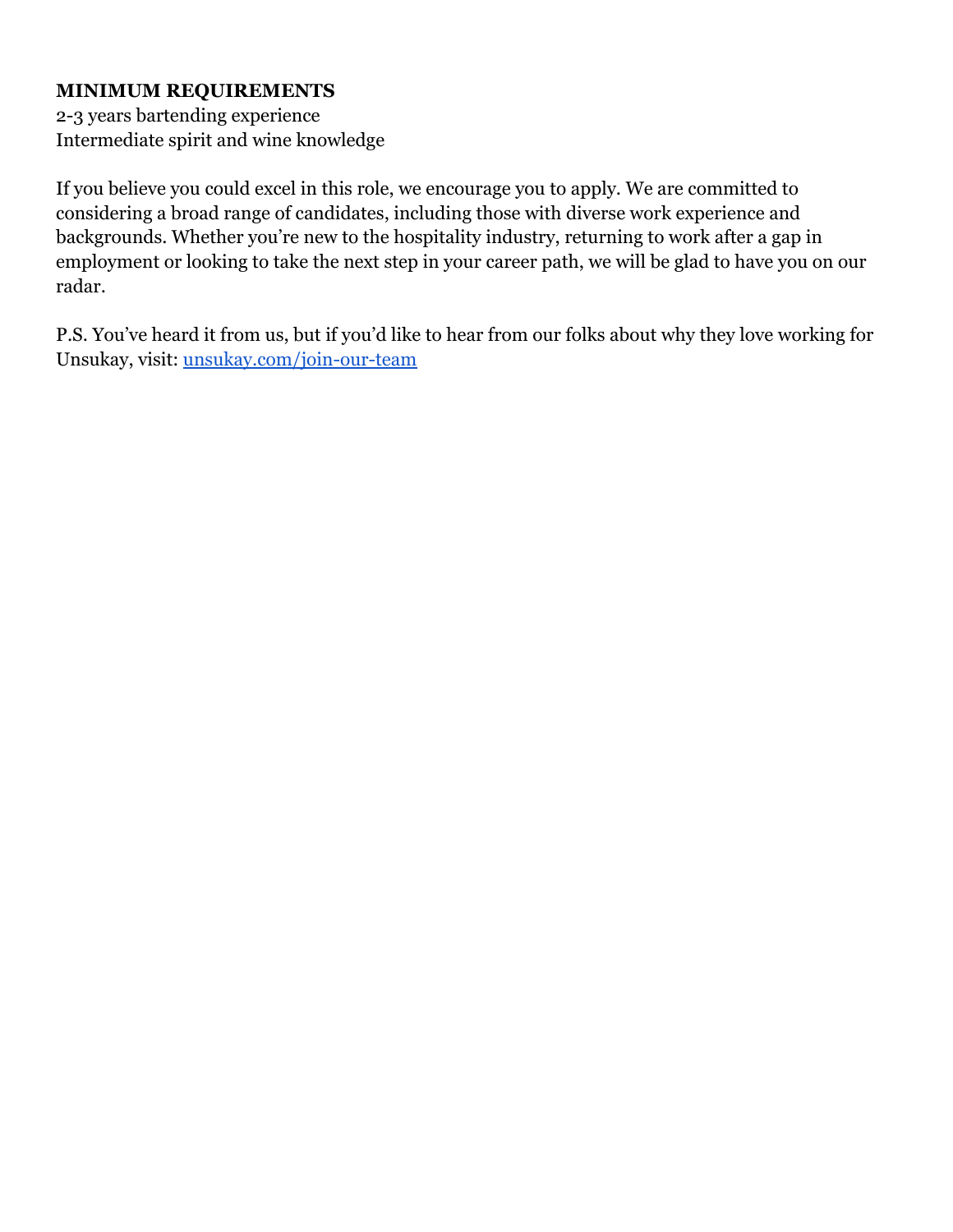**MINIMUM REQUIREMENTS**
2-3 years bartending experience
Intermediate spirit and wine knowledge

If you believe you could excel in this role, we encourage you to apply. We are committed to considering a broad range of candidates, including those with diverse work experience and backgrounds. Whether you're new to the hospitality industry, returning to work after a gap in employment or looking to take the next step in your career path, we will be glad to have you on our radar.

P.S. You've heard it from us, but if you'd like to hear from our folks about why they love working for Unsukay, visit: [unsukay.com/join-our-team](unsukay.com/join-our-team)